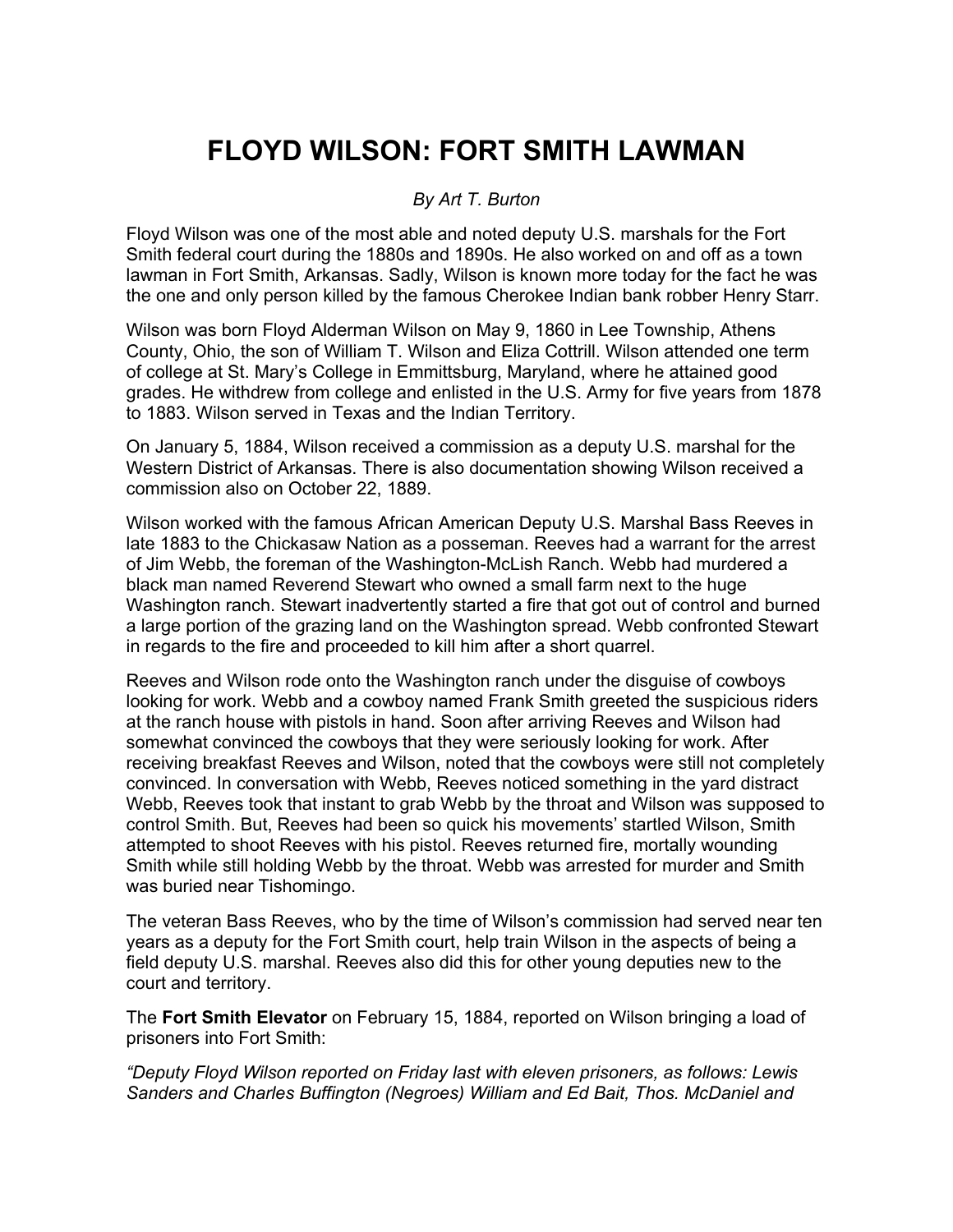# FLOYD WILSON: FORT SMITH LAWMAN

*By Art T. Burton*

Floyd Wilson was one of the most able and noted deputy U.S. marshals for the Fort Smith federal court during the 1880s and 1890s. He also worked on and off as a town lawman in Fort Smith, Arkansas. Sadly, Wilson is known more today for the fact he was the one and only person killed by the famous Cherokee Indian bank robber Henry Starr.

Wilson was born Floyd Alderman Wilson on May 9, 1860 in Lee Township, Athens County, Ohio, the son of William T. Wilson and Eliza Cottrill. Wilson attended one term of college at St. Mary's College in Emmittsburg, Maryland, where he attained good grades. He withdrew from college and enlisted in the U.S. Army for five years from 1878 to 1883. Wilson served in Texas and the Indian Territory.

On January 5, 1884, Wilson received a commission as a deputy U.S. marshal for the Western District of Arkansas. There is also documentation showing Wilson received a commission also on October 22, 1889.

Wilson worked with the famous African American Deputy U.S. Marshal Bass Reeves in late 1883 to the Chickasaw Nation as a posseman. Reeves had a warrant for the arrest of Jim Webb, the foreman of the Washington-McLish Ranch. Webb had murdered a black man named Reverend Stewart who owned a small farm next to the huge Washington ranch. Stewart inadvertently started a fire that got out of control and burned a large portion of the grazing land on the Washington spread. Webb confronted Stewart in regards to the fire and proceeded to kill him after a short quarrel.

Reeves and Wilson rode onto the Washington ranch under the disguise of cowboys looking for work. Webb and a cowboy named Frank Smith greeted the suspicious riders at the ranch house with pistols in hand. Soon after arriving Reeves and Wilson had somewhat convinced the cowboys that they were seriously looking for work. After receiving breakfast Reeves and Wilson, noted that the cowboys were still not completely convinced. In conversation with Webb, Reeves noticed something in the yard distract Webb, Reeves took that instant to grab Webb by the throat and Wilson was supposed to control Smith. But, Reeves had been so quick his movements' startled Wilson, Smith attempted to shoot Reeves with his pistol. Reeves returned fire, mortally wounding Smith while still holding Webb by the throat. Webb was arrested for murder and Smith was buried near Tishomingo.

The veteran Bass Reeves, who by the time of Wilson's commission had served near ten years as a deputy for the Fort Smith court, help train Wilson in the aspects of being a field deputy U.S. marshal. Reeves also did this for other young deputies new to the court and territory.

The **Fort Smith Elevator** on February 15, 1884, reported on Wilson bringing a load of prisoners into Fort Smith:

*"Deputy Floyd Wilson reported on Friday last with eleven prisoners, as follows: Lewis Sanders and Charles Buffington (Negroes) William and Ed Bait, Thos. McDaniel and*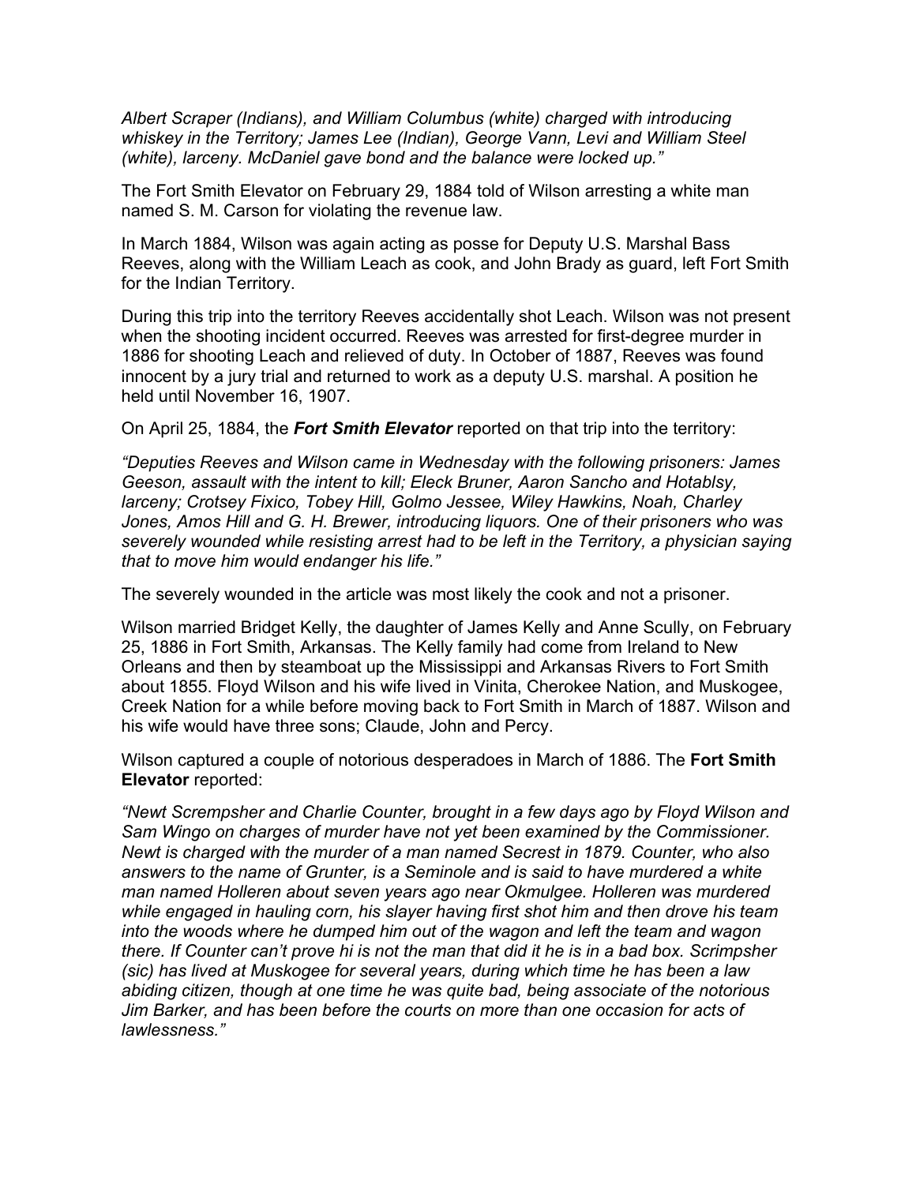*Albert Scraper (Indians), and William Columbus (white) charged with introducing whiskey in the Territory; James Lee (Indian), George Vann, Levi and William Steel (white), larceny. McDaniel gave bond and the balance were locked up."*

The Fort Smith Elevator on February 29, 1884 told of Wilson arresting a white man named S. M. Carson for violating the revenue law.

In March 1884, Wilson was again acting as posse for Deputy U.S. Marshal Bass Reeves, along with the William Leach as cook, and John Brady as guard, left Fort Smith for the Indian Territory.

During this trip into the territory Reeves accidentally shot Leach. Wilson was not present when the shooting incident occurred. Reeves was arrested for first-degree murder in 1886 for shooting Leach and relieved of duty. In October of 1887, Reeves was found innocent by a jury trial and returned to work as a deputy U.S. marshal. A position he held until November 16, 1907.

On April 25, 1884, the ***Fort Smith Elevator*** reported on that trip into the territory:

*"Deputies Reeves and Wilson came in Wednesday with the following prisoners: James Geeson, assault with the intent to kill; Eleck Bruner, Aaron Sancho and Hotablsy, larceny; Crotsey Fixico, Tobey Hill, Golmo Jessee, Wiley Hawkins, Noah, Charley Jones, Amos Hill and G. H. Brewer, introducing liquors. One of their prisoners who was severely wounded while resisting arrest had to be left in the Territory, a physician saying that to move him would endanger his life."*

The severely wounded in the article was most likely the cook and not a prisoner.

Wilson married Bridget Kelly, the daughter of James Kelly and Anne Scully, on February 25, 1886 in Fort Smith, Arkansas. The Kelly family had come from Ireland to New Orleans and then by steamboat up the Mississippi and Arkansas Rivers to Fort Smith about 1855. Floyd Wilson and his wife lived in Vinita, Cherokee Nation, and Muskogee, Creek Nation for a while before moving back to Fort Smith in March of 1887. Wilson and his wife would have three sons; Claude, John and Percy.

Wilson captured a couple of notorious desperadoes in March of 1886. The **Fort Smith Elevator** reported:

*"Newt Scrempsher and Charlie Counter, brought in a few days ago by Floyd Wilson and Sam Wingo on charges of murder have not yet been examined by the Commissioner. Newt is charged with the murder of a man named Secrest in 1879. Counter, who also answers to the name of Grunter, is a Seminole and is said to have murdered a white man named Holleren about seven years ago near Okmulgee. Holleren was murdered while engaged in hauling corn, his slayer having first shot him and then drove his team into the woods where he dumped him out of the wagon and left the team and wagon there. If Counter can't prove hi is not the man that did it he is in a bad box. Scrimpsher (sic) has lived at Muskogee for several years, during which time he has been a law abiding citizen, though at one time he was quite bad, being associate of the notorious Jim Barker, and has been before the courts on more than one occasion for acts of lawlessness."*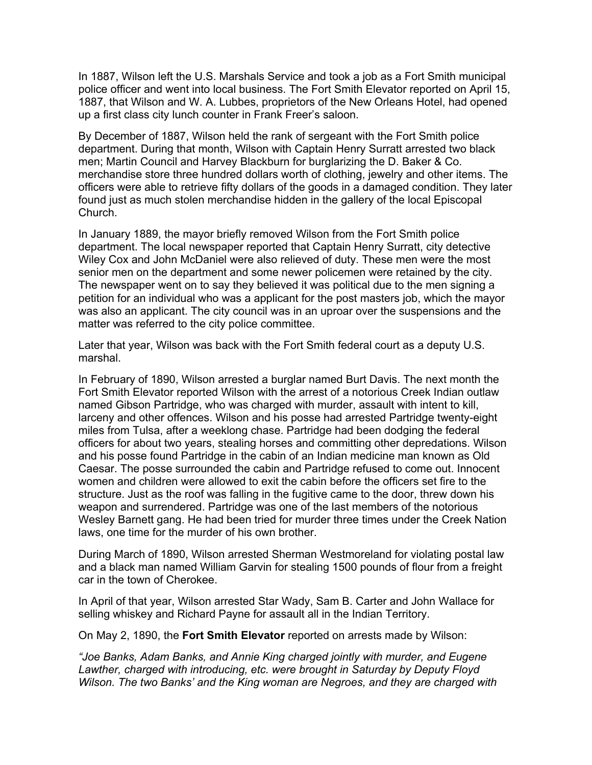In 1887, Wilson left the U.S. Marshals Service and took a job as a Fort Smith municipal police officer and went into local business. The Fort Smith Elevator reported on April 15, 1887, that Wilson and W. A. Lubbes, proprietors of the New Orleans Hotel, had opened up a first class city lunch counter in Frank Freer's saloon.

By December of 1887, Wilson held the rank of sergeant with the Fort Smith police department. During that month, Wilson with Captain Henry Surratt arrested two black men; Martin Council and Harvey Blackburn for burglarizing the D. Baker & Co. merchandise store three hundred dollars worth of clothing, jewelry and other items. The officers were able to retrieve fifty dollars of the goods in a damaged condition. They later found just as much stolen merchandise hidden in the gallery of the local Episcopal Church.

In January 1889, the mayor briefly removed Wilson from the Fort Smith police department. The local newspaper reported that Captain Henry Surratt, city detective Wiley Cox and John McDaniel were also relieved of duty. These men were the most senior men on the department and some newer policemen were retained by the city. The newspaper went on to say they believed it was political due to the men signing a petition for an individual who was a applicant for the post masters job, which the mayor was also an applicant. The city council was in an uproar over the suspensions and the matter was referred to the city police committee.

Later that year, Wilson was back with the Fort Smith federal court as a deputy U.S. marshal.

In February of 1890, Wilson arrested a burglar named Burt Davis. The next month the Fort Smith Elevator reported Wilson with the arrest of a notorious Creek Indian outlaw named Gibson Partridge, who was charged with murder, assault with intent to kill, larceny and other offences. Wilson and his posse had arrested Partridge twenty-eight miles from Tulsa, after a weeklong chase. Partridge had been dodging the federal officers for about two years, stealing horses and committing other depredations. Wilson and his posse found Partridge in the cabin of an Indian medicine man known as Old Caesar. The posse surrounded the cabin and Partridge refused to come out. Innocent women and children were allowed to exit the cabin before the officers set fire to the structure. Just as the roof was falling in the fugitive came to the door, threw down his weapon and surrendered. Partridge was one of the last members of the notorious Wesley Barnett gang. He had been tried for murder three times under the Creek Nation laws, one time for the murder of his own brother.

During March of 1890, Wilson arrested Sherman Westmoreland for violating postal law and a black man named William Garvin for stealing 1500 pounds of flour from a freight car in the town of Cherokee.

In April of that year, Wilson arrested Star Wady, Sam B. Carter and John Wallace for selling whiskey and Richard Payne for assault all in the Indian Territory.

On May 2, 1890, the **Fort Smith Elevator** reported on arrests made by Wilson:

*"Joe Banks, Adam Banks, and Annie King charged jointly with murder, and Eugene Lawther, charged with introducing, etc. were brought in Saturday by Deputy Floyd Wilson. The two Banks' and the King woman are Negroes, and they are charged with*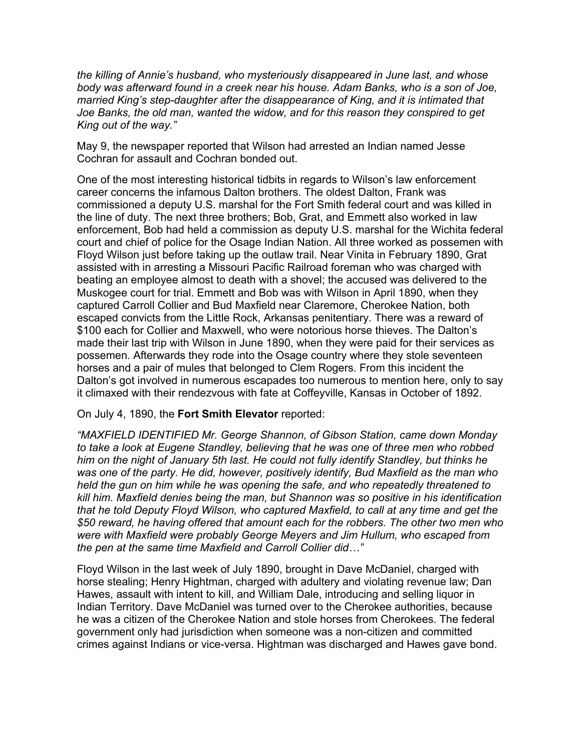*the killing of Annie's husband, who mysteriously disappeared in June last, and whose body was afterward found in a creek near his house. Adam Banks, who is a son of Joe, married King's step-daughter after the disappearance of King, and it is intimated that Joe Banks, the old man, wanted the widow, and for this reason they conspired to get King out of the way."*

May 9, the newspaper reported that Wilson had arrested an Indian named Jesse Cochran for assault and Cochran bonded out.

One of the most interesting historical tidbits in regards to Wilson's law enforcement career concerns the infamous Dalton brothers. The oldest Dalton, Frank was commissioned a deputy U.S. marshal for the Fort Smith federal court and was killed in the line of duty. The next three brothers; Bob, Grat, and Emmett also worked in law enforcement, Bob had held a commission as deputy U.S. marshal for the Wichita federal court and chief of police for the Osage Indian Nation. All three worked as possemen with Floyd Wilson just before taking up the outlaw trail. Near Vinita in February 1890, Grat assisted with in arresting a Missouri Pacific Railroad foreman who was charged with beating an employee almost to death with a shovel; the accused was delivered to the Muskogee court for trial. Emmett and Bob was with Wilson in April 1890, when they captured Carroll Collier and Bud Maxfield near Claremore, Cherokee Nation, both escaped convicts from the Little Rock, Arkansas penitentiary. There was a reward of $100 each for Collier and Maxwell, who were notorious horse thieves. The Dalton's made their last trip with Wilson in June 1890, when they were paid for their services as possemen. Afterwards they rode into the Osage country where they stole seventeen horses and a pair of mules that belonged to Clem Rogers. From this incident the Dalton's got involved in numerous escapades too numerous to mention here, only to say it climaxed with their rendezvous with fate at Coffeyville, Kansas in October of 1892.

On July 4, 1890, the **Fort Smith Elevator** reported:

*"MAXFIELD IDENTIFIED Mr. George Shannon, of Gibson Station, came down Monday to take a look at Eugene Standley, believing that he was one of three men who robbed him on the night of January 5th last. He could not fully identify Standley, but thinks he was one of the party. He did, however, positively identify, Bud Maxfield as the man who held the gun on him while he was opening the safe, and who repeatedly threatened to kill him. Maxfield denies being the man, but Shannon was so positive in his identification that he told Deputy Floyd Wilson, who captured Maxfield, to call at any time and get the $50 reward, he having offered that amount each for the robbers. The other two men who were with Maxfield were probably George Meyers and Jim Hullum, who escaped from the pen at the same time Maxfield and Carroll Collier did…"*

Floyd Wilson in the last week of July 1890, brought in Dave McDaniel, charged with horse stealing; Henry Hightman, charged with adultery and violating revenue law; Dan Hawes, assault with intent to kill, and William Dale, introducing and selling liquor in Indian Territory. Dave McDaniel was turned over to the Cherokee authorities, because he was a citizen of the Cherokee Nation and stole horses from Cherokees. The federal government only had jurisdiction when someone was a non-citizen and committed crimes against Indians or vice-versa. Hightman was discharged and Hawes gave bond.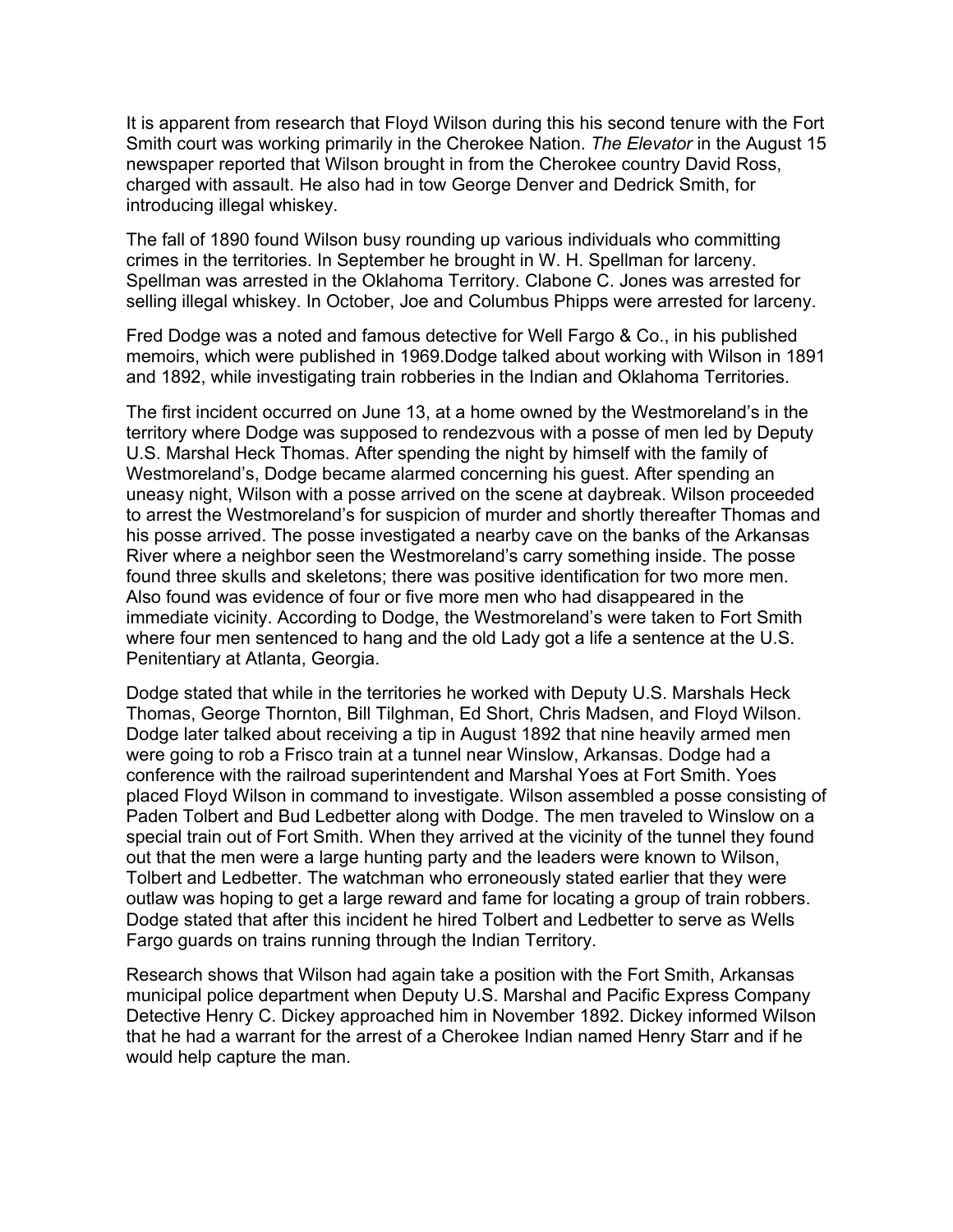It is apparent from research that Floyd Wilson during this his second tenure with the Fort Smith court was working primarily in the Cherokee Nation. *The Elevator* in the August 15 newspaper reported that Wilson brought in from the Cherokee country David Ross, charged with assault. He also had in tow George Denver and Dedrick Smith, for introducing illegal whiskey.

The fall of 1890 found Wilson busy rounding up various individuals who committing crimes in the territories. In September he brought in W. H. Spellman for larceny. Spellman was arrested in the Oklahoma Territory. Clabone C. Jones was arrested for selling illegal whiskey. In October, Joe and Columbus Phipps were arrested for larceny.

Fred Dodge was a noted and famous detective for Well Fargo & Co., in his published memoirs, which were published in 1969.Dodge talked about working with Wilson in 1891 and 1892, while investigating train robberies in the Indian and Oklahoma Territories.

The first incident occurred on June 13, at a home owned by the Westmoreland's in the territory where Dodge was supposed to rendezvous with a posse of men led by Deputy U.S. Marshal Heck Thomas. After spending the night by himself with the family of Westmoreland's, Dodge became alarmed concerning his guest. After spending an uneasy night, Wilson with a posse arrived on the scene at daybreak. Wilson proceeded to arrest the Westmoreland's for suspicion of murder and shortly thereafter Thomas and his posse arrived. The posse investigated a nearby cave on the banks of the Arkansas River where a neighbor seen the Westmoreland's carry something inside. The posse found three skulls and skeletons; there was positive identification for two more men. Also found was evidence of four or five more men who had disappeared in the immediate vicinity. According to Dodge, the Westmoreland's were taken to Fort Smith where four men sentenced to hang and the old Lady got a life a sentence at the U.S. Penitentiary at Atlanta, Georgia.

Dodge stated that while in the territories he worked with Deputy U.S. Marshals Heck Thomas, George Thornton, Bill Tilghman, Ed Short, Chris Madsen, and Floyd Wilson. Dodge later talked about receiving a tip in August 1892 that nine heavily armed men were going to rob a Frisco train at a tunnel near Winslow, Arkansas. Dodge had a conference with the railroad superintendent and Marshal Yoes at Fort Smith. Yoes placed Floyd Wilson in command to investigate. Wilson assembled a posse consisting of Paden Tolbert and Bud Ledbetter along with Dodge. The men traveled to Winslow on a special train out of Fort Smith. When they arrived at the vicinity of the tunnel they found out that the men were a large hunting party and the leaders were known to Wilson, Tolbert and Ledbetter. The watchman who erroneously stated earlier that they were outlaw was hoping to get a large reward and fame for locating a group of train robbers. Dodge stated that after this incident he hired Tolbert and Ledbetter to serve as Wells Fargo guards on trains running through the Indian Territory.

Research shows that Wilson had again take a position with the Fort Smith, Arkansas municipal police department when Deputy U.S. Marshal and Pacific Express Company Detective Henry C. Dickey approached him in November 1892. Dickey informed Wilson that he had a warrant for the arrest of a Cherokee Indian named Henry Starr and if he would help capture the man.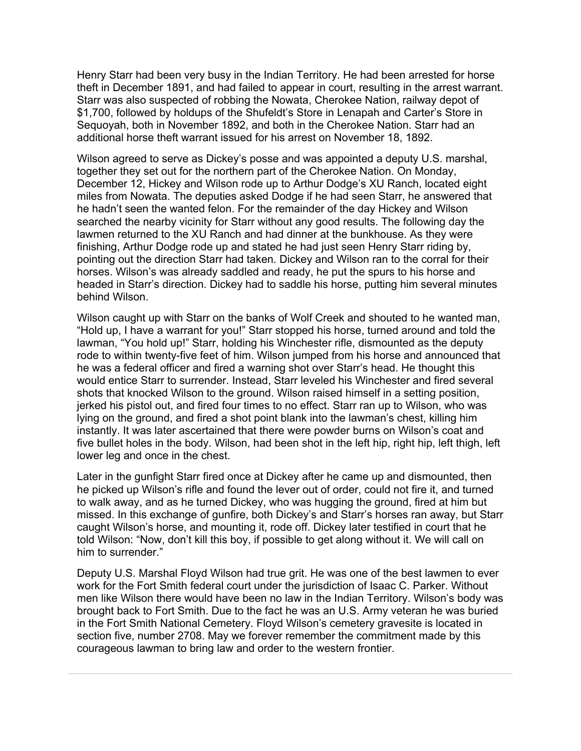Henry Starr had been very busy in the Indian Territory. He had been arrested for horse theft in December 1891, and had failed to appear in court, resulting in the arrest warrant. Starr was also suspected of robbing the Nowata, Cherokee Nation, railway depot of $1,700, followed by holdups of the Shufeldt's Store in Lenapah and Carter's Store in Sequoyah, both in November 1892, and both in the Cherokee Nation. Starr had an additional horse theft warrant issued for his arrest on November 18, 1892.

Wilson agreed to serve as Dickey's posse and was appointed a deputy U.S. marshal, together they set out for the northern part of the Cherokee Nation. On Monday, December 12, Hickey and Wilson rode up to Arthur Dodge's XU Ranch, located eight miles from Nowata. The deputies asked Dodge if he had seen Starr, he answered that he hadn't seen the wanted felon. For the remainder of the day Hickey and Wilson searched the nearby vicinity for Starr without any good results. The following day the lawmen returned to the XU Ranch and had dinner at the bunkhouse. As they were finishing, Arthur Dodge rode up and stated he had just seen Henry Starr riding by, pointing out the direction Starr had taken. Dickey and Wilson ran to the corral for their horses. Wilson's was already saddled and ready, he put the spurs to his horse and headed in Starr's direction. Dickey had to saddle his horse, putting him several minutes behind Wilson.

Wilson caught up with Starr on the banks of Wolf Creek and shouted to he wanted man, "Hold up, I have a warrant for you!" Starr stopped his horse, turned around and told the lawman, "You hold up!" Starr, holding his Winchester rifle, dismounted as the deputy rode to within twenty-five feet of him. Wilson jumped from his horse and announced that he was a federal officer and fired a warning shot over Starr's head. He thought this would entice Starr to surrender. Instead, Starr leveled his Winchester and fired several shots that knocked Wilson to the ground. Wilson raised himself in a setting position, jerked his pistol out, and fired four times to no effect. Starr ran up to Wilson, who was lying on the ground, and fired a shot point blank into the lawman's chest, killing him instantly. It was later ascertained that there were powder burns on Wilson's coat and five bullet holes in the body. Wilson, had been shot in the left hip, right hip, left thigh, left lower leg and once in the chest.

Later in the gunfight Starr fired once at Dickey after he came up and dismounted, then he picked up Wilson's rifle and found the lever out of order, could not fire it, and turned to walk away, and as he turned Dickey, who was hugging the ground, fired at him but missed. In this exchange of gunfire, both Dickey's and Starr's horses ran away, but Starr caught Wilson's horse, and mounting it, rode off. Dickey later testified in court that he told Wilson: "Now, don't kill this boy, if possible to get along without it. We will call on him to surrender."

Deputy U.S. Marshal Floyd Wilson had true grit. He was one of the best lawmen to ever work for the Fort Smith federal court under the jurisdiction of Isaac C. Parker. Without men like Wilson there would have been no law in the Indian Territory. Wilson's body was brought back to Fort Smith. Due to the fact he was an U.S. Army veteran he was buried in the Fort Smith National Cemetery. Floyd Wilson's cemetery gravesite is located in section five, number 2708. May we forever remember the commitment made by this courageous lawman to bring law and order to the western frontier.

---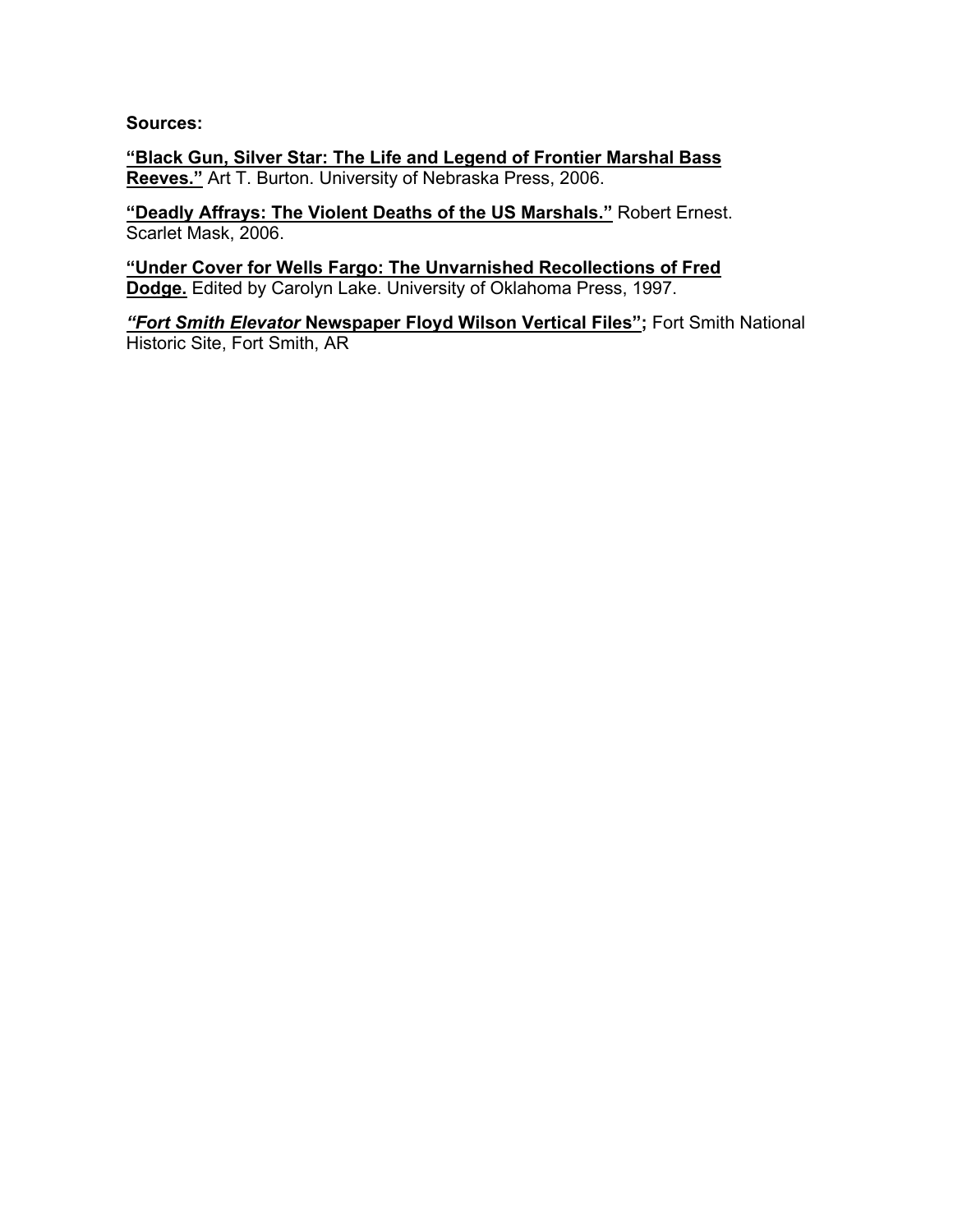**Sources:**

**"Black Gun, Silver Star: The Life and Legend of Frontier Marshal Bass Reeves."** Art T. Burton. University of Nebraska Press, 2006.

**"Deadly Affrays: The Violent Deaths of the US Marshals."** Robert Ernest. Scarlet Mask, 2006.

**"Under Cover for Wells Fargo: The Unvarnished Recollections of Fred Dodge.** Edited by Carolyn Lake. University of Oklahoma Press, 1997.

***"Fort Smith Elevator* Newspaper Floyd Wilson Vertical Files";** Fort Smith National Historic Site, Fort Smith, AR